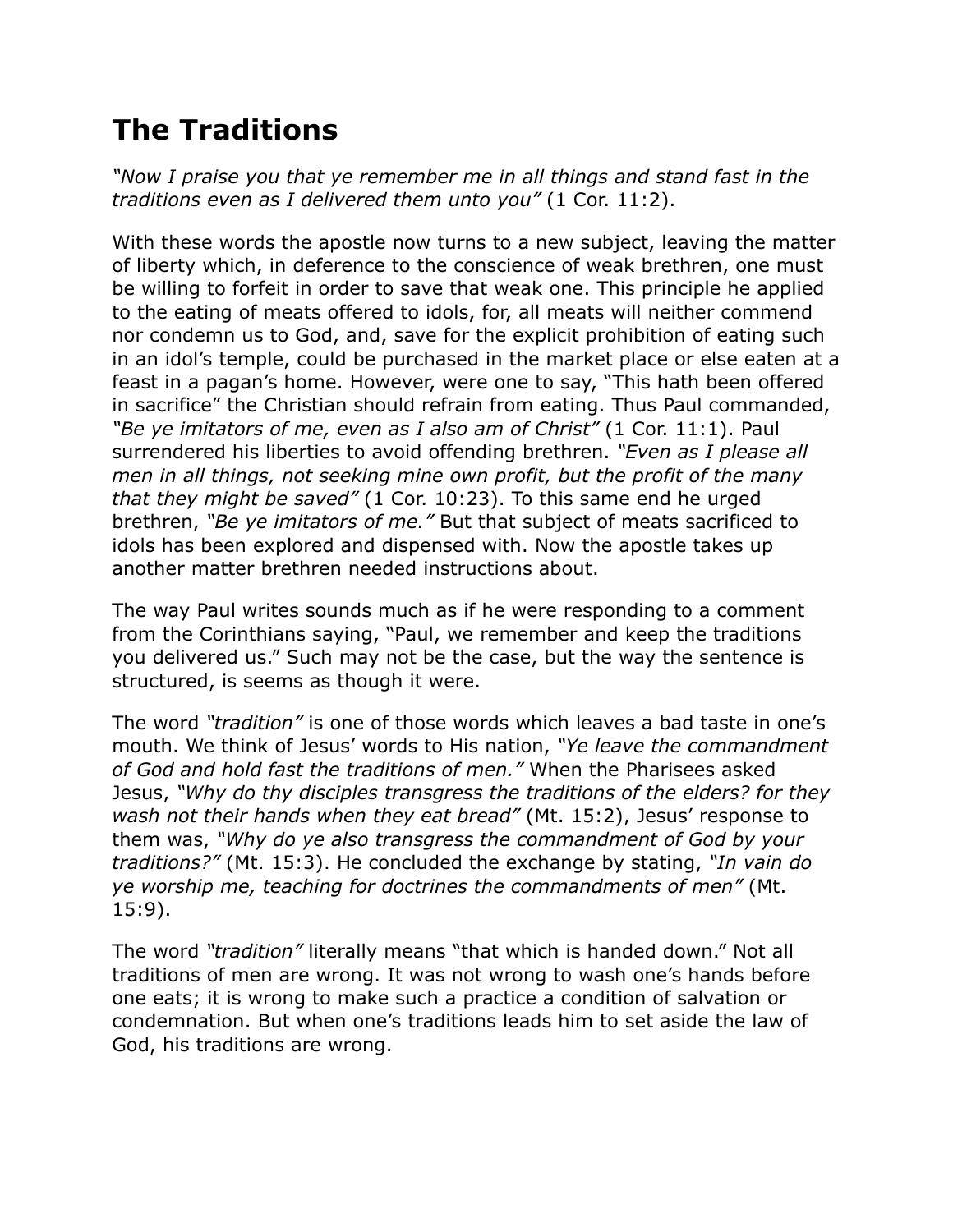# The Traditions

*"Now I praise you that ye remember me in all things and stand fast in the traditions even as I delivered them unto you"* (1 Cor. 11:2).

With these words the apostle now turns to a new subject, leaving the matter of liberty which, in deference to the conscience of weak brethren, one must be willing to forfeit in order to save that weak one. This principle he applied to the eating of meats offered to idols, for, all meats will neither commend nor condemn us to God, and, save for the explicit prohibition of eating such in an idol's temple, could be purchased in the market place or else eaten at a feast in a pagan's home. However, were one to say, "This hath been offered in sacrifice" the Christian should refrain from eating. Thus Paul commanded, *"Be ye imitators of me, even as I also am of Christ"* (1 Cor. 11:1). Paul surrendered his liberties to avoid offending brethren. *"Even as I please all men in all things, not seeking mine own profit, but the profit of the many that they might be saved"* (1 Cor. 10:23). To this same end he urged brethren, *"Be ye imitators of me."* But that subject of meats sacrificed to idols has been explored and dispensed with. Now the apostle takes up another matter brethren needed instructions about.

The way Paul writes sounds much as if he were responding to a comment from the Corinthians saying, "Paul, we remember and keep the traditions you delivered us." Such may not be the case, but the way the sentence is structured, is seems as though it were.

The word *"tradition"* is one of those words which leaves a bad taste in one's mouth. We think of Jesus' words to His nation, *"Ye leave the commandment of God and hold fast the traditions of men."* When the Pharisees asked Jesus, *"Why do thy disciples transgress the traditions of the elders? for they wash not their hands when they eat bread"* (Mt. 15:2), Jesus' response to them was, *"Why do ye also transgress the commandment of God by your traditions?"* (Mt. 15:3). He concluded the exchange by stating, *"In vain do ye worship me, teaching for doctrines the commandments of men"* (Mt. 15:9).

The word *"tradition"* literally means "that which is handed down." Not all traditions of men are wrong. It was not wrong to wash one's hands before one eats; it is wrong to make such a practice a condition of salvation or condemnation. But when one's traditions leads him to set aside the law of God, his traditions are wrong.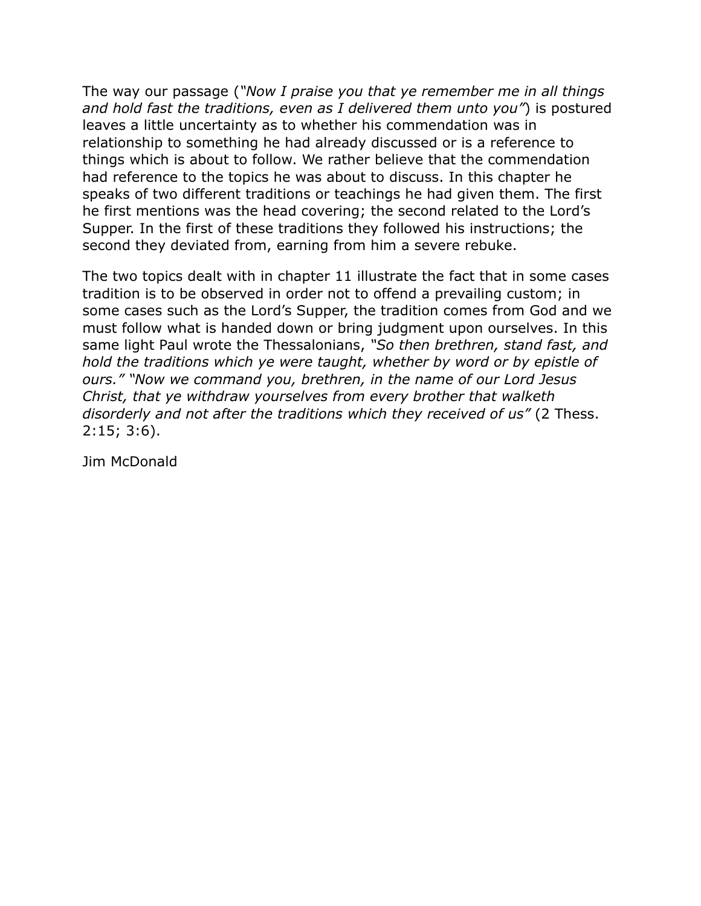The way our passage (*"Now I praise you that ye remember me in all things and hold fast the traditions, even as I delivered them unto you"*) is postured leaves a little uncertainty as to whether his commendation was in relationship to something he had already discussed or is a reference to things which is about to follow. We rather believe that the commendation had reference to the topics he was about to discuss. In this chapter he speaks of two different traditions or teachings he had given them. The first he first mentions was the head covering; the second related to the Lord's Supper. In the first of these traditions they followed his instructions; the second they deviated from, earning from him a severe rebuke.

The two topics dealt with in chapter 11 illustrate the fact that in some cases tradition is to be observed in order not to offend a prevailing custom; in some cases such as the Lord's Supper, the tradition comes from God and we must follow what is handed down or bring judgment upon ourselves. In this same light Paul wrote the Thessalonians, *"So then brethren, stand fast, and hold the traditions which ye were taught, whether by word or by epistle of ours." "Now we command you, brethren, in the name of our Lord Jesus Christ, that ye withdraw yourselves from every brother that walketh disorderly and not after the traditions which they received of us"* (2 Thess. 2:15; 3:6).

Jim McDonald